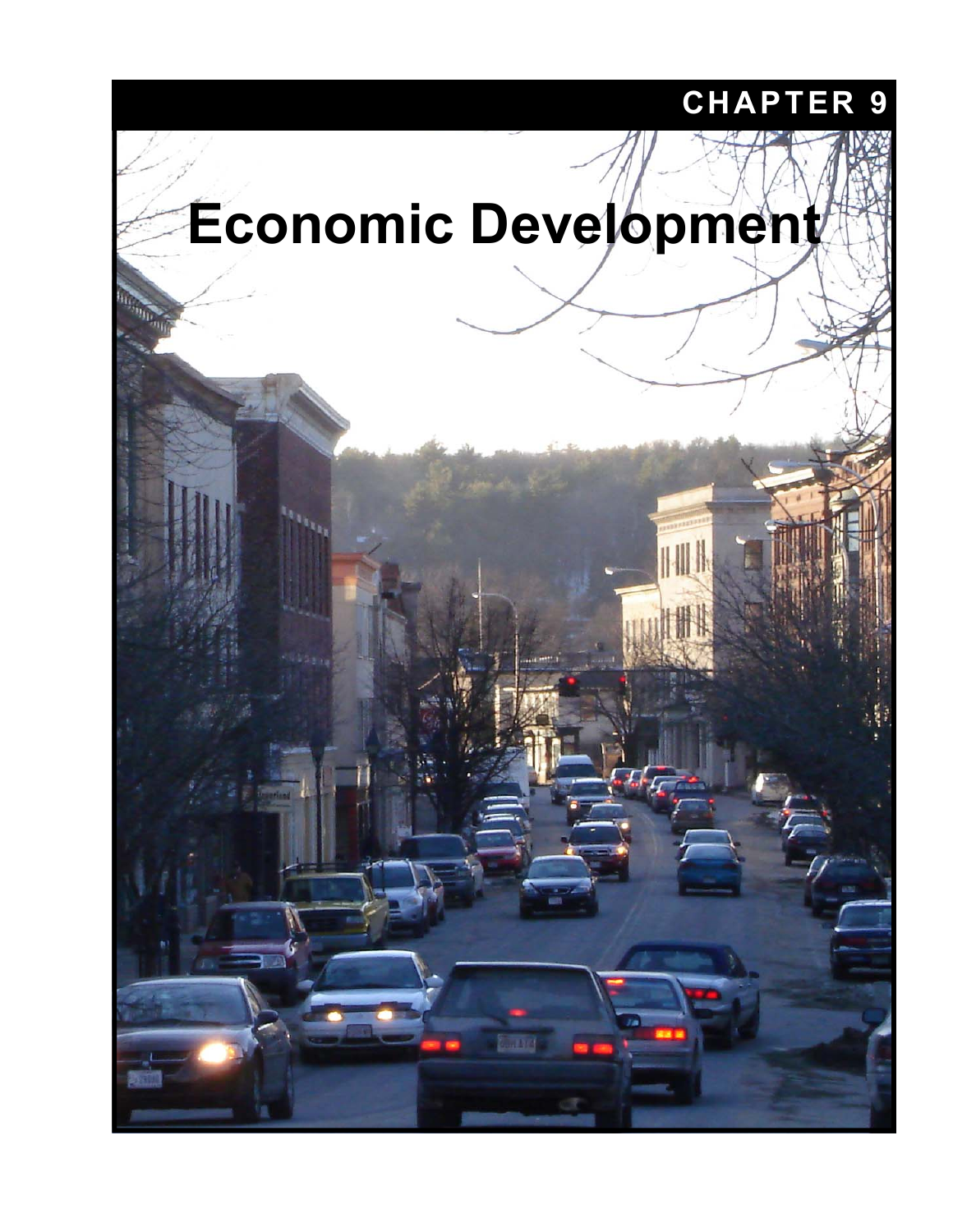**CHAPTER 9**

# Economic Development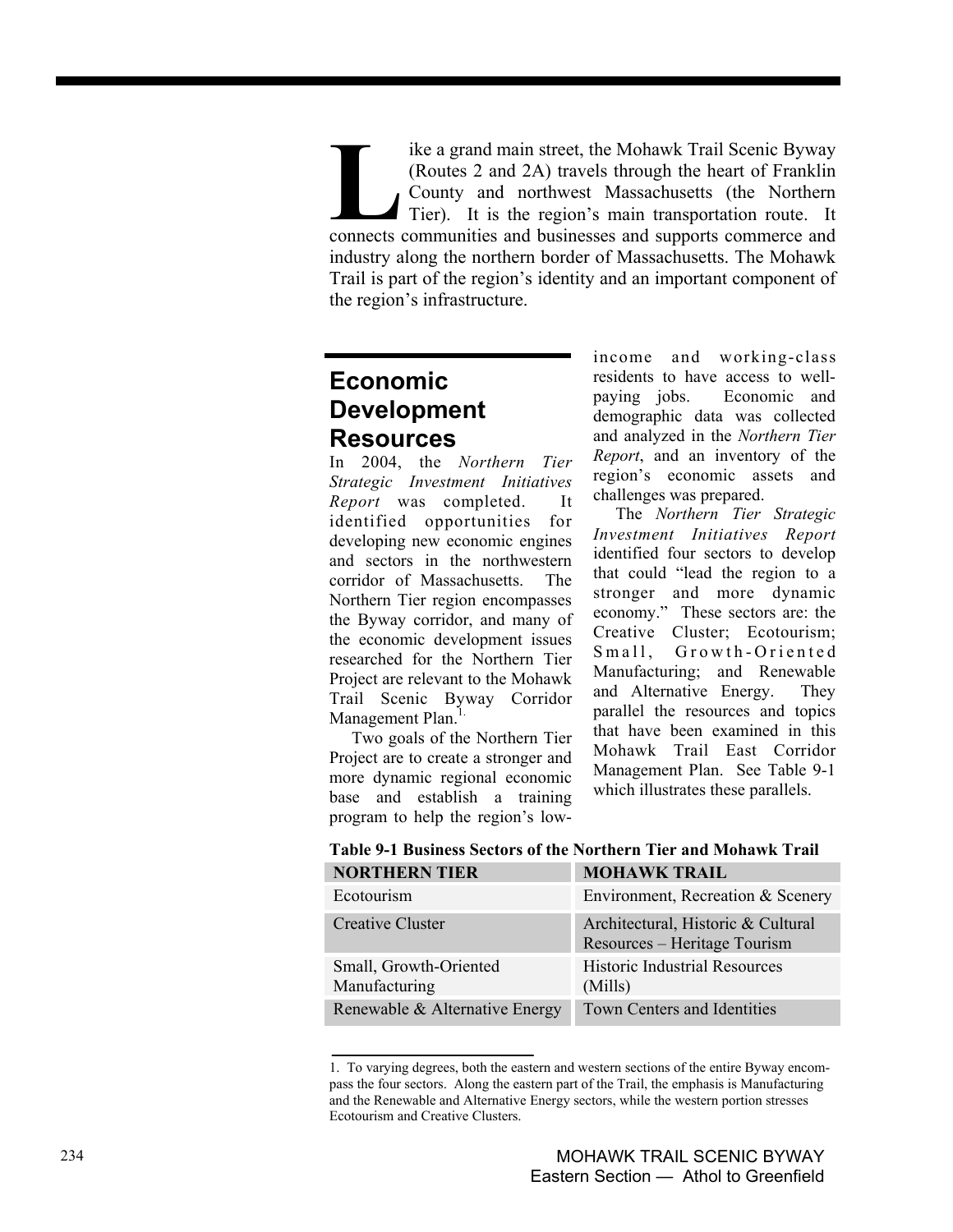Like a grand main street, the Mohawk Trail Scenic Byway (Routes 2 and 2A) travels through the heart of Franklin County and northwest Massachusetts (the Northern Tier). It is the region's main transportation route. It connects communities and businesses and supports commerce and industry along the northern border of Massachusetts. The Mohawk Trail is part of the region's identity and an important component of the region's infrastructure.

## Economic Development Resources

In 2004, the *Northern Tier Strategic Investment Initiatives Report* was completed. It identified opportunities for developing new economic engines and sectors in the northwestern corridor of Massachusetts. The Northern Tier region encompasses the Byway corridor, and many of the economic development issues researched for the Northern Tier Project are relevant to the Mohawk Trail Scenic Byway Corridor Management Plan.[1.]

Two goals of the Northern Tier Project are to create a stronger and more dynamic regional economic base and establish a training program to help the region's low-income and working-class residents to have access to well-paying jobs. Economic and demographic data was collected and analyzed in the *Northern Tier Report*, and an inventory of the region's economic assets and challenges was prepared.

The *Northern Tier Strategic Investment Initiatives Report* identified four sectors to develop that could "lead the region to a stronger and more dynamic economy." These sectors are: the Creative Cluster; Ecotourism; Small, Growth-Oriented Manufacturing; and Renewable and Alternative Energy. They parallel the resources and topics that have been examined in this Mohawk Trail East Corridor Management Plan. See Table 9-1 which illustrates these parallels.

**Table 9-1 Business Sectors of the Northern Tier and Mohawk Trail**

| NORTHERN TIER | MOHAWK TRAIL |
|---|---|
| Ecotourism | Environment, Recreation & Scenery |
| Creative Cluster | Architectural, Historic & Cultural Resources – Heritage Tourism |
| Small, Growth-Oriented Manufacturing | Historic Industrial Resources (Mills) |
| Renewable & Alternative Energy | Town Centers and Identities |

1. To varying degrees, both the eastern and western sections of the entire Byway encompass the four sectors. Along the eastern part of the Trail, the emphasis is Manufacturing and the Renewable and Alternative Energy sectors, while the western portion stresses Ecotourism and Creative Clusters.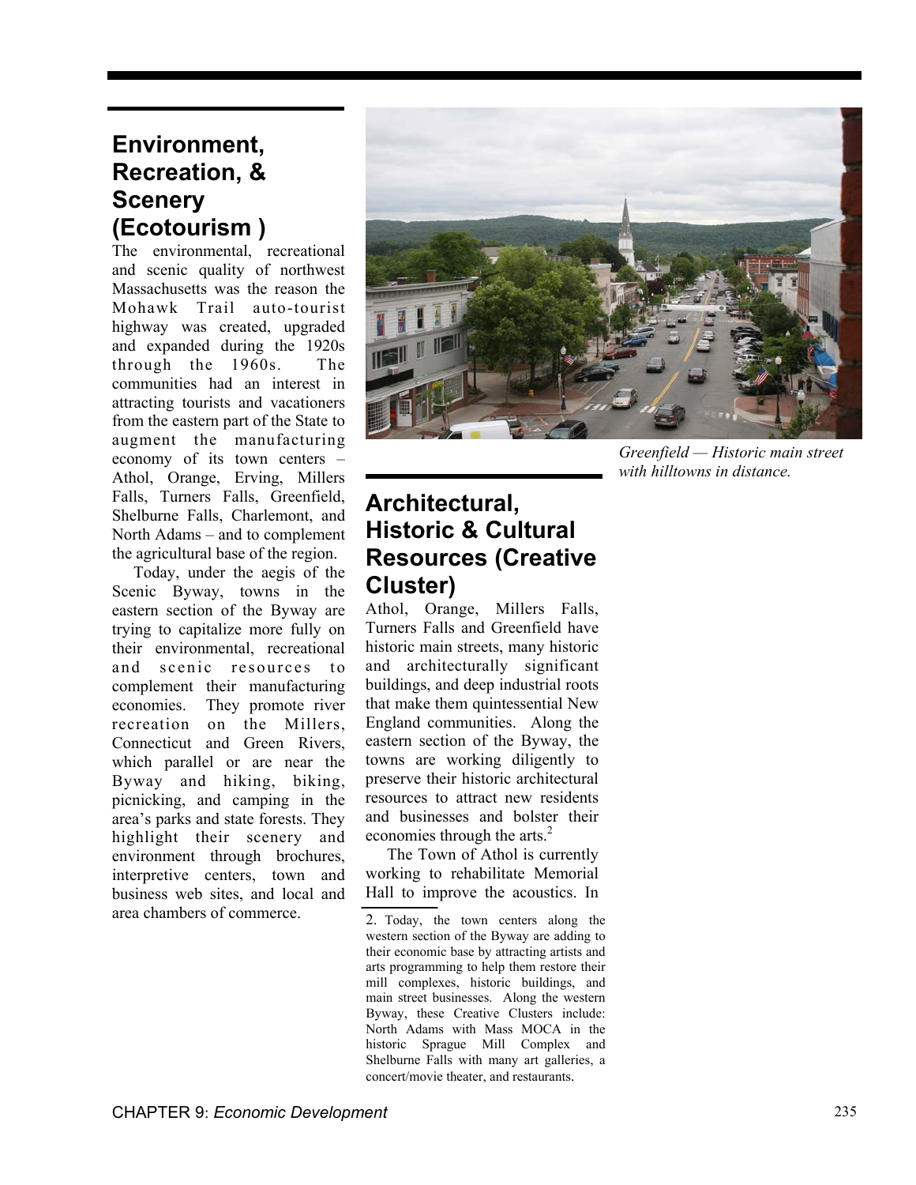## Environment, Recreation, & Scenery (Ecotourism )

The environmental, recreational and scenic quality of northwest Massachusetts was the reason the Mohawk Trail auto-tourist highway was created, upgraded and expanded during the 1920s through the 1960s. The communities had an interest in attracting tourists and vacationers from the eastern part of the State to augment the manufacturing economy of its town centers – Athol, Orange, Erving, Millers Falls, Turners Falls, Greenfield, Shelburne Falls, Charlemont, and North Adams – and to complement the agricultural base of the region.

Today, under the aegis of the Scenic Byway, towns in the eastern section of the Byway are trying to capitalize more fully on their environmental, recreational and scenic resources to complement their manufacturing economies. They promote river recreation on the Millers, Connecticut and Green Rivers, which parallel or are near the Byway and hiking, biking, picnicking, and camping in the area's parks and state forests. They highlight their scenery and environment through brochures, interpretive centers, town and business web sites, and local and area chambers of commerce.

*Greenfield — Historic main street with hilltowns in distance.*

## Architectural, Historic & Cultural Resources (Creative Cluster)

Athol, Orange, Millers Falls, Turners Falls and Greenfield have historic main streets, many historic and architecturally significant buildings, and deep industrial roots that make them quintessential New England communities. Along the eastern section of the Byway, the towns are working diligently to preserve their historic architectural resources to attract new residents and businesses and bolster their economies through the arts.[2]

The Town of Athol is currently working to rehabilitate Memorial Hall to improve the acoustics. In

2. Today, the town centers along the western section of the Byway are adding to their economic base by attracting artists and arts programming to help them restore their mill complexes, historic buildings, and main street businesses. Along the western Byway, these Creative Clusters include: North Adams with Mass MOCA in the historic Sprague Mill Complex and Shelburne Falls with many art galleries, a concert/movie theater, and restaurants.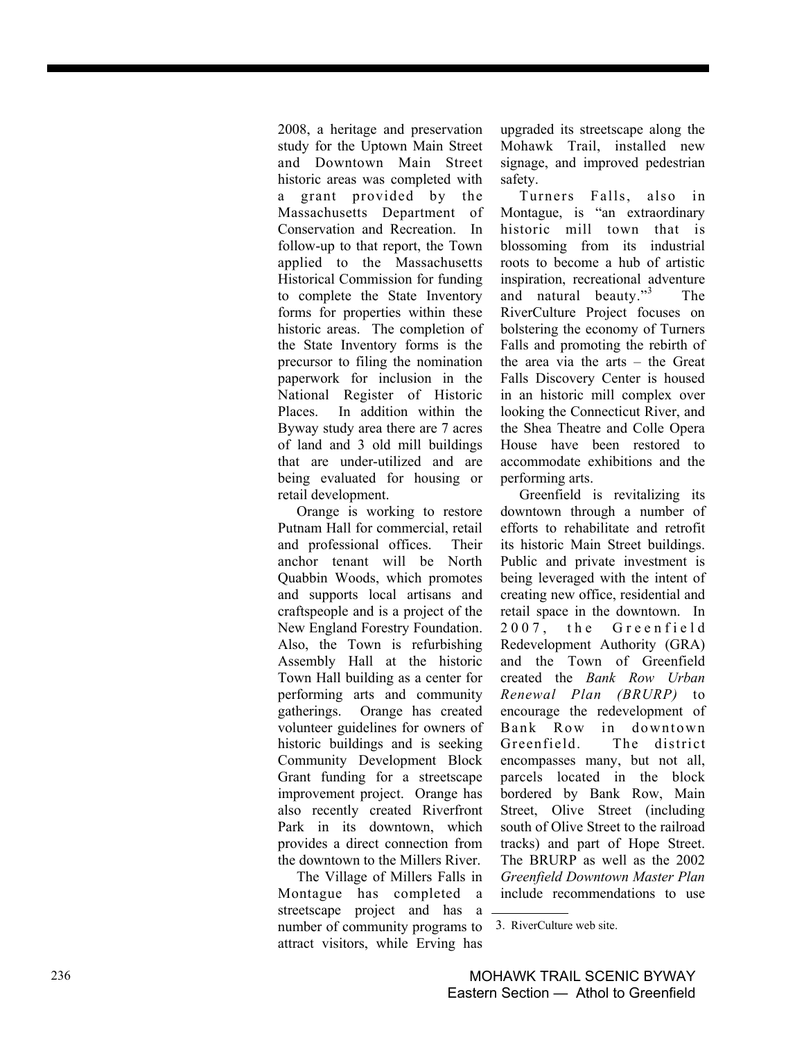2008, a heritage and preservation study for the Uptown Main Street and Downtown Main Street historic areas was completed with a grant provided by the Massachusetts Department of Conservation and Recreation. In follow-up to that report, the Town applied to the Massachusetts Historical Commission for funding to complete the State Inventory forms for properties within these historic areas. The completion of the State Inventory forms is the precursor to filing the nomination paperwork for inclusion in the National Register of Historic Places. In addition within the Byway study area there are 7 acres of land and 3 old mill buildings that are under-utilized and are being evaluated for housing or retail development.

Orange is working to restore Putnam Hall for commercial, retail and professional offices. Their anchor tenant will be North Quabbin Woods, which promotes and supports local artisans and craftspeople and is a project of the New England Forestry Foundation. Also, the Town is refurbishing Assembly Hall at the historic Town Hall building as a center for performing arts and community gatherings. Orange has created volunteer guidelines for owners of historic buildings and is seeking Community Development Block Grant funding for a streetscape improvement project. Orange has also recently created Riverfront Park in its downtown, which provides a direct connection from the downtown to the Millers River.

The Village of Millers Falls in Montague has completed a streetscape project and has a number of community programs to attract visitors, while Erving has upgraded its streetscape along the Mohawk Trail, installed new signage, and improved pedestrian safety.

Turners Falls, also in Montague, is "an extraordinary historic mill town that is blossoming from its industrial roots to become a hub of artistic inspiration, recreational adventure and natural beauty."[3] The RiverCulture Project focuses on bolstering the economy of Turners Falls and promoting the rebirth of the area via the arts – the Great Falls Discovery Center is housed in an historic mill complex over looking the Connecticut River, and the Shea Theatre and Colle Opera House have been restored to accommodate exhibitions and the performing arts.

Greenfield is revitalizing its downtown through a number of efforts to rehabilitate and retrofit its historic Main Street buildings. Public and private investment is being leveraged with the intent of creating new office, residential and retail space in the downtown. In 2007, the Greenfield Redevelopment Authority (GRA) and the Town of Greenfield created the *Bank Row Urban Renewal Plan (BRURP)* to encourage the redevelopment of Bank Row in downtown Greenfield. The district encompasses many, but not all, parcels located in the block bordered by Bank Row, Main Street, Olive Street (including south of Olive Street to the railroad tracks) and part of Hope Street. The BRURP as well as the 2002 *Greenfield Downtown Master Plan* include recommendations to use

3. RiverCulture web site.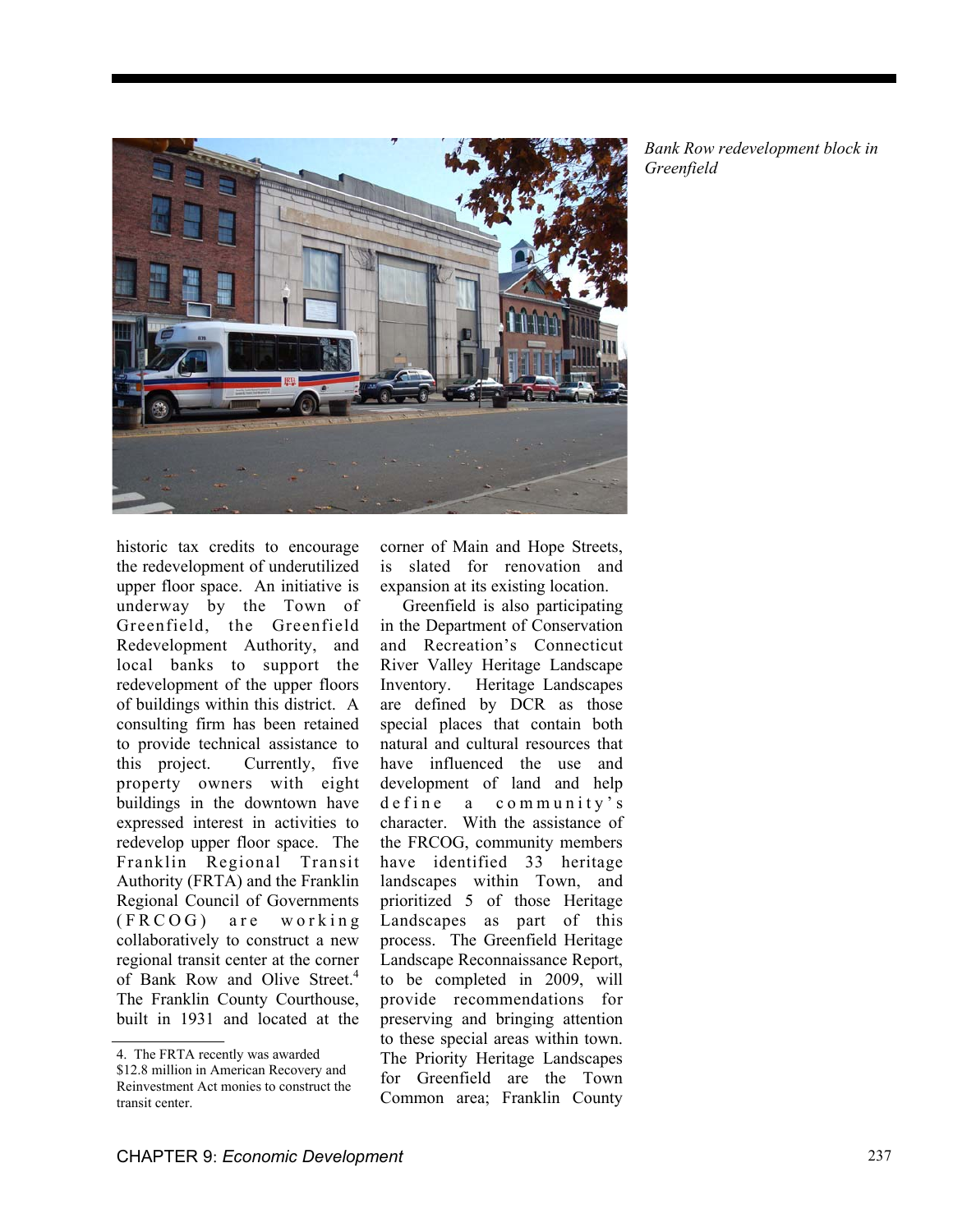*Bank Row redevelopment block in Greenfield*

historic tax credits to encourage the redevelopment of underutilized upper floor space. An initiative is underway by the Town of Greenfield, the Greenfield Redevelopment Authority, and local banks to support the redevelopment of the upper floors of buildings within this district. A consulting firm has been retained to provide technical assistance to this project. Currently, five property owners with eight buildings in the downtown have expressed interest in activities to redevelop upper floor space. The Franklin Regional Transit Authority (FRTA) and the Franklin Regional Council of Governments (FRCOG) are working collaboratively to construct a new regional transit center at the corner of Bank Row and Olive Street.[4] The Franklin County Courthouse, built in 1931 and located at the corner of Main and Hope Streets, is slated for renovation and expansion at its existing location.

Greenfield is also participating in the Department of Conservation and Recreation's Connecticut River Valley Heritage Landscape Inventory. Heritage Landscapes are defined by DCR as those special places that contain both natural and cultural resources that have influenced the use and development of land and help define a community's character. With the assistance of the FRCOG, community members have identified 33 heritage landscapes within Town, and prioritized 5 of those Heritage Landscapes as part of this process. The Greenfield Heritage Landscape Reconnaissance Report, to be completed in 2009, will provide recommendations for preserving and bringing attention to these special areas within town. The Priority Heritage Landscapes for Greenfield are the Town Common area; Franklin County

4. The FRTA recently was awarded $12.8 million in American Recovery and Reinvestment Act monies to construct the transit center.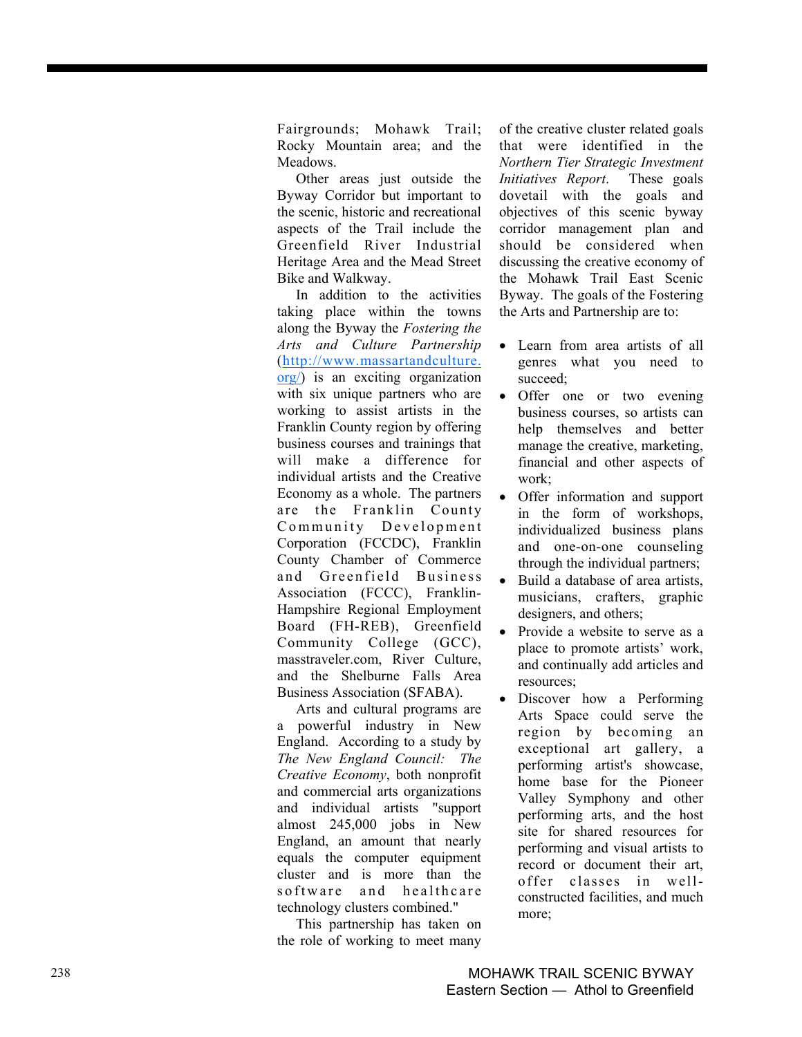Fairgrounds; Mohawk Trail; Rocky Mountain area; and the Meadows.

Other areas just outside the Byway Corridor but important to the scenic, historic and recreational aspects of the Trail include the Greenfield River Industrial Heritage Area and the Mead Street Bike and Walkway.

In addition to the activities taking place within the towns along the Byway the *Fostering the Arts and Culture Partnership* ([http://www.massartandculture.org/](http://www.massartandculture.org/)) is an exciting organization with six unique partners who are working to assist artists in the Franklin County region by offering business courses and trainings that will make a difference for individual artists and the Creative Economy as a whole. The partners are the Franklin County Community Development Corporation (FCCDC), Franklin County Chamber of Commerce and Greenfield Business Association (FCCC), Franklin-Hampshire Regional Employment Board (FH-REB), Greenfield Community College (GCC), masstraveler.com, River Culture, and the Shelburne Falls Area Business Association (SFABA).

Arts and cultural programs are a powerful industry in New England. According to a study by *The New England Council: The Creative Economy*, both nonprofit and commercial arts organizations and individual artists "support almost 245,000 jobs in New England, an amount that nearly equals the computer equipment cluster and is more than the software and healthcare technology clusters combined."

This partnership has taken on the role of working to meet many of the creative cluster related goals that were identified in the *Northern Tier Strategic Investment Initiatives Report*. These goals dovetail with the goals and objectives of this scenic byway corridor management plan and should be considered when discussing the creative economy of the Mohawk Trail East Scenic Byway. The goals of the Fostering the Arts and Partnership are to:

- Learn from area artists of all genres what you need to succeed;
- Offer one or two evening business courses, so artists can help themselves and better manage the creative, marketing, financial and other aspects of work;
- Offer information and support in the form of workshops, individualized business plans and one-on-one counseling through the individual partners;
- Build a database of area artists, musicians, crafters, graphic designers, and others;
- Provide a website to serve as a place to promote artists' work, and continually add articles and resources;
- Discover how a Performing Arts Space could serve the region by becoming an exceptional art gallery, a performing artist's showcase, home base for the Pioneer Valley Symphony and other performing arts, and the host site for shared resources for performing and visual artists to record or document their art, offer classes in well-constructed facilities, and much more;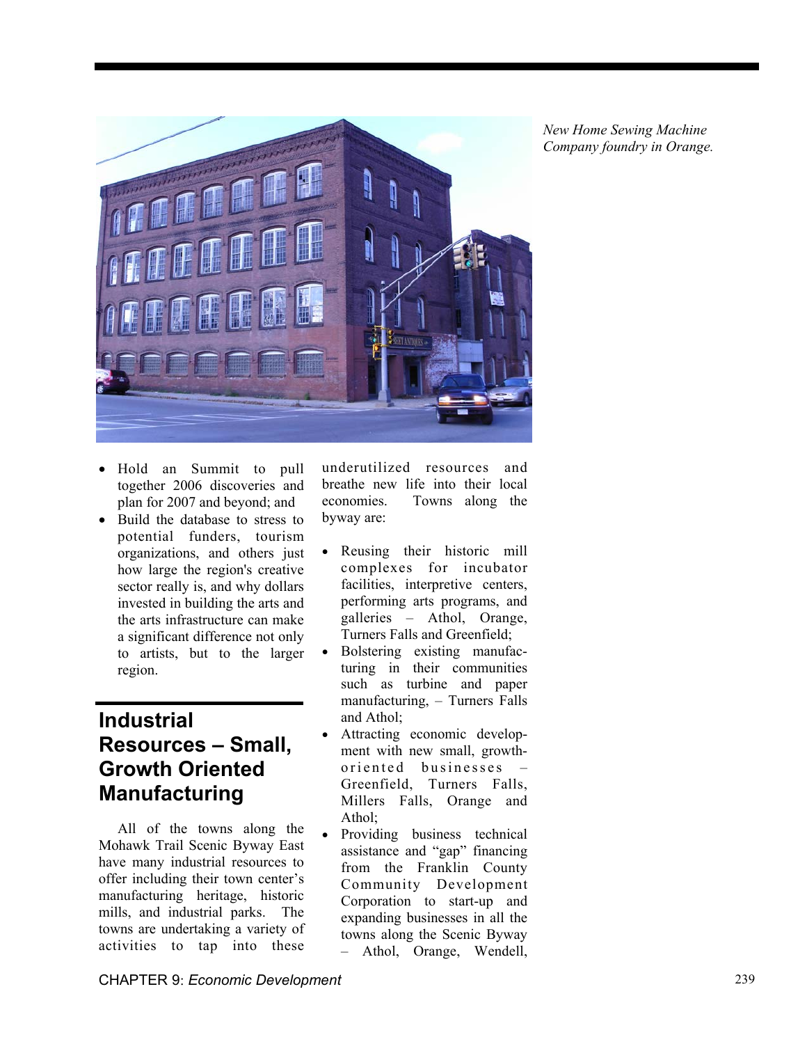*New Home Sewing Machine Company foundry in Orange.*

- Hold an Summit to pull together 2006 discoveries and plan for 2007 and beyond; and
- Build the database to stress to potential funders, tourism organizations, and others just how large the region's creative sector really is, and why dollars invested in building the arts and the arts infrastructure can make a significant difference not only to artists, but to the larger region.

## Industrial Resources – Small, Growth Oriented Manufacturing

All of the towns along the Mohawk Trail Scenic Byway East have many industrial resources to offer including their town center's manufacturing heritage, historic mills, and industrial parks. The towns are undertaking a variety of activities to tap into these underutilized resources and breathe new life into their local economies. Towns along the byway are:

- Reusing their historic mill complexes for incubator facilities, interpretive centers, performing arts programs, and galleries – Athol, Orange, Turners Falls and Greenfield;
- Bolstering existing manufacturing in their communities such as turbine and paper manufacturing, – Turners Falls and Athol;
- Attracting economic development with new small, growth-oriented businesses – Greenfield, Turners Falls, Millers Falls, Orange and Athol;
- Providing business technical assistance and "gap" financing from the Franklin County Community Development Corporation to start-up and expanding businesses in all the towns along the Scenic Byway – Athol, Orange, Wendell,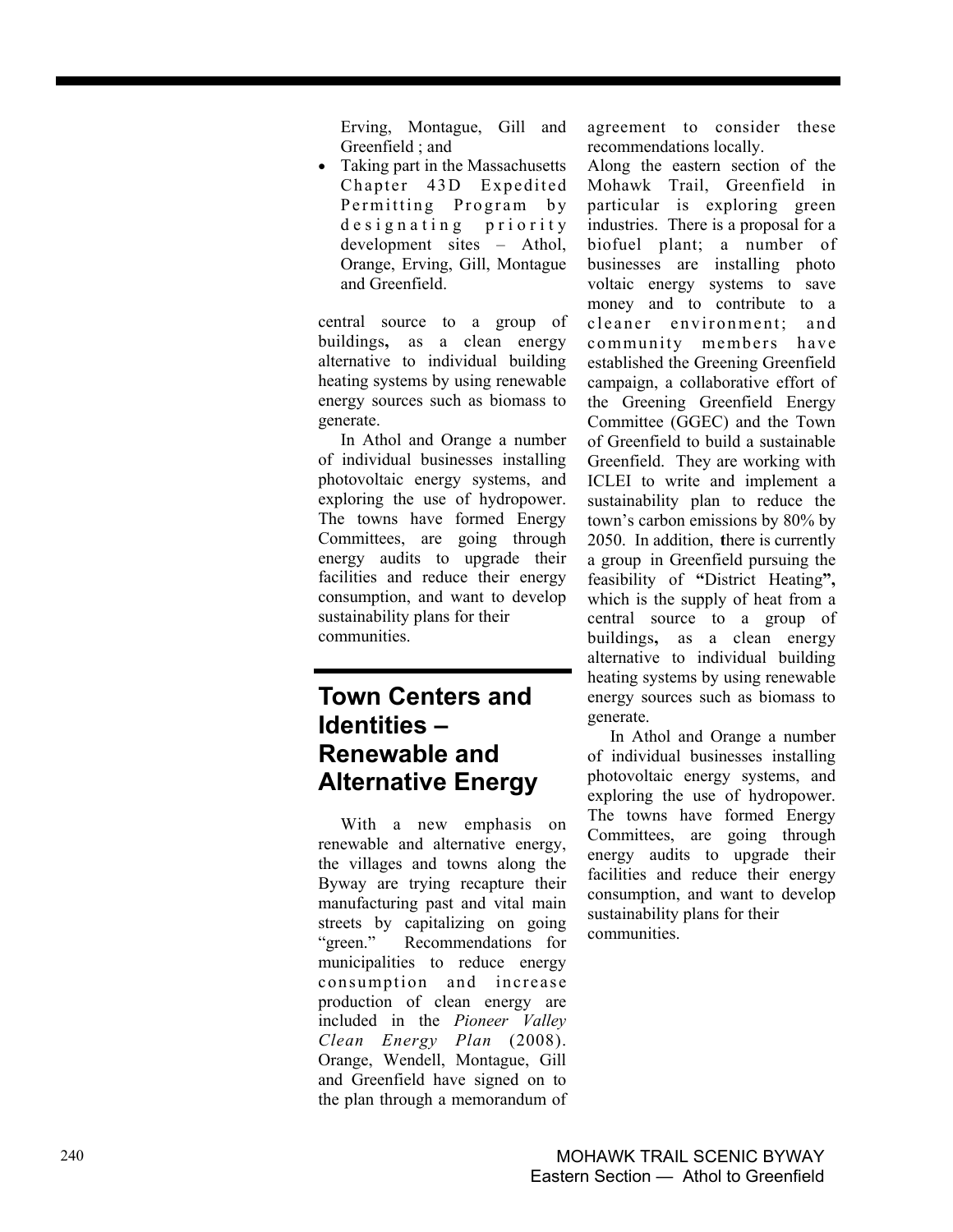Erving, Montague, Gill and Greenfield ; and

- Taking part in the Massachusetts Chapter 43D Expedited Permitting Program by designating priority development sites – Athol, Orange, Erving, Gill, Montague and Greenfield.

central source to a group of buildings**,** as a clean energy alternative to individual building heating systems by using renewable energy sources such as biomass to generate.

In Athol and Orange a number of individual businesses installing photovoltaic energy systems, and exploring the use of hydropower. The towns have formed Energy Committees, are going through energy audits to upgrade their facilities and reduce their energy consumption, and want to develop sustainability plans for their communities.

## Town Centers and Identities – Renewable and Alternative Energy

With a new emphasis on renewable and alternative energy, the villages and towns along the Byway are trying recapture their manufacturing past and vital main streets by capitalizing on going "green." Recommendations for municipalities to reduce energy consumption and increase production of clean energy are included in the *Pioneer Valley Clean Energy Plan* (2008). Orange, Wendell, Montague, Gill and Greenfield have signed on to the plan through a memorandum of agreement to consider these recommendations locally.

Along the eastern section of the Mohawk Trail, Greenfield in particular is exploring green industries. There is a proposal for a biofuel plant; a number of businesses are installing photo voltaic energy systems to save money and to contribute to a cleaner environment; and community members have established the Greening Greenfield campaign, a collaborative effort of the Greening Greenfield Energy Committee (GGEC) and the Town of Greenfield to build a sustainable Greenfield. They are working with ICLEI to write and implement a sustainability plan to reduce the town's carbon emissions by 80% by 2050. In addition, **t**here is currently a group in Greenfield pursuing the feasibility of **"**District Heating**",** which is the supply of heat from a central source to a group of buildings**,** as a clean energy alternative to individual building heating systems by using renewable energy sources such as biomass to generate.

In Athol and Orange a number of individual businesses installing photovoltaic energy systems, and exploring the use of hydropower. The towns have formed Energy Committees, are going through energy audits to upgrade their facilities and reduce their energy consumption, and want to develop sustainability plans for their communities.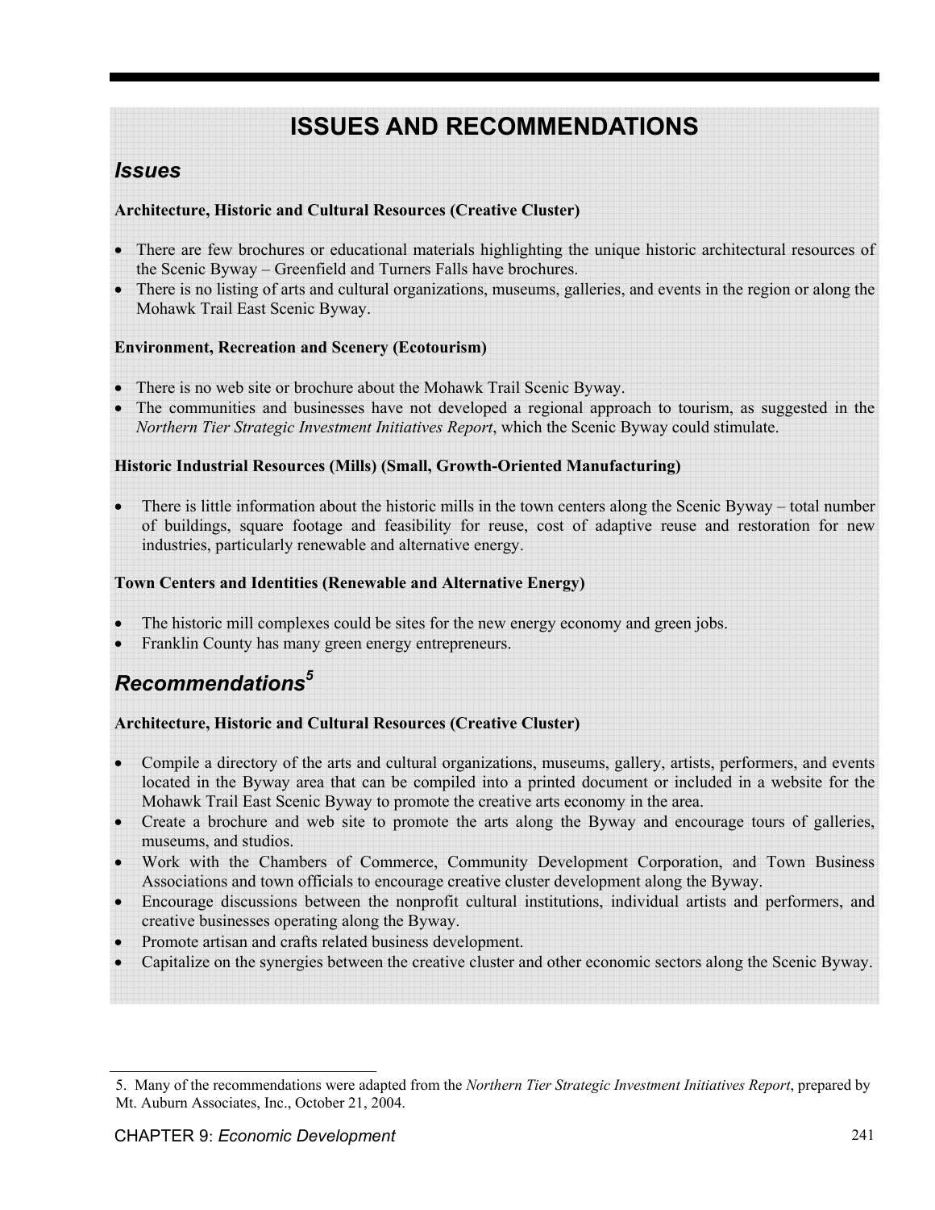# ISSUES AND RECOMMENDATIONS

## *Issues*

**Architecture, Historic and Cultural Resources (Creative Cluster)**

- There are few brochures or educational materials highlighting the unique historic architectural resources of the Scenic Byway – Greenfield and Turners Falls have brochures.
- There is no listing of arts and cultural organizations, museums, galleries, and events in the region or along the Mohawk Trail East Scenic Byway.

**Environment, Recreation and Scenery (Ecotourism)**

- There is no web site or brochure about the Mohawk Trail Scenic Byway.
- The communities and businesses have not developed a regional approach to tourism, as suggested in the *Northern Tier Strategic Investment Initiatives Report*, which the Scenic Byway could stimulate.

**Historic Industrial Resources (Mills) (Small, Growth-Oriented Manufacturing)**

- There is little information about the historic mills in the town centers along the Scenic Byway – total number of buildings, square footage and feasibility for reuse, cost of adaptive reuse and restoration for new industries, particularly renewable and alternative energy.

**Town Centers and Identities (Renewable and Alternative Energy)**

- The historic mill complexes could be sites for the new energy economy and green jobs.
- Franklin County has many green energy entrepreneurs.

## *Recommendations*[5]

**Architecture, Historic and Cultural Resources (Creative Cluster)**

- Compile a directory of the arts and cultural organizations, museums, gallery, artists, performers, and events located in the Byway area that can be compiled into a printed document or included in a website for the Mohawk Trail East Scenic Byway to promote the creative arts economy in the area.
- Create a brochure and web site to promote the arts along the Byway and encourage tours of galleries, museums, and studios.
- Work with the Chambers of Commerce, Community Development Corporation, and Town Business Associations and town officials to encourage creative cluster development along the Byway.
- Encourage discussions between the nonprofit cultural institutions, individual artists and performers, and creative businesses operating along the Byway.
- Promote artisan and crafts related business development.
- Capitalize on the synergies between the creative cluster and other economic sectors along the Scenic Byway.

---

5. Many of the recommendations were adapted from the *Northern Tier Strategic Investment Initiatives Report*, prepared by Mt. Auburn Associates, Inc., October 21, 2004.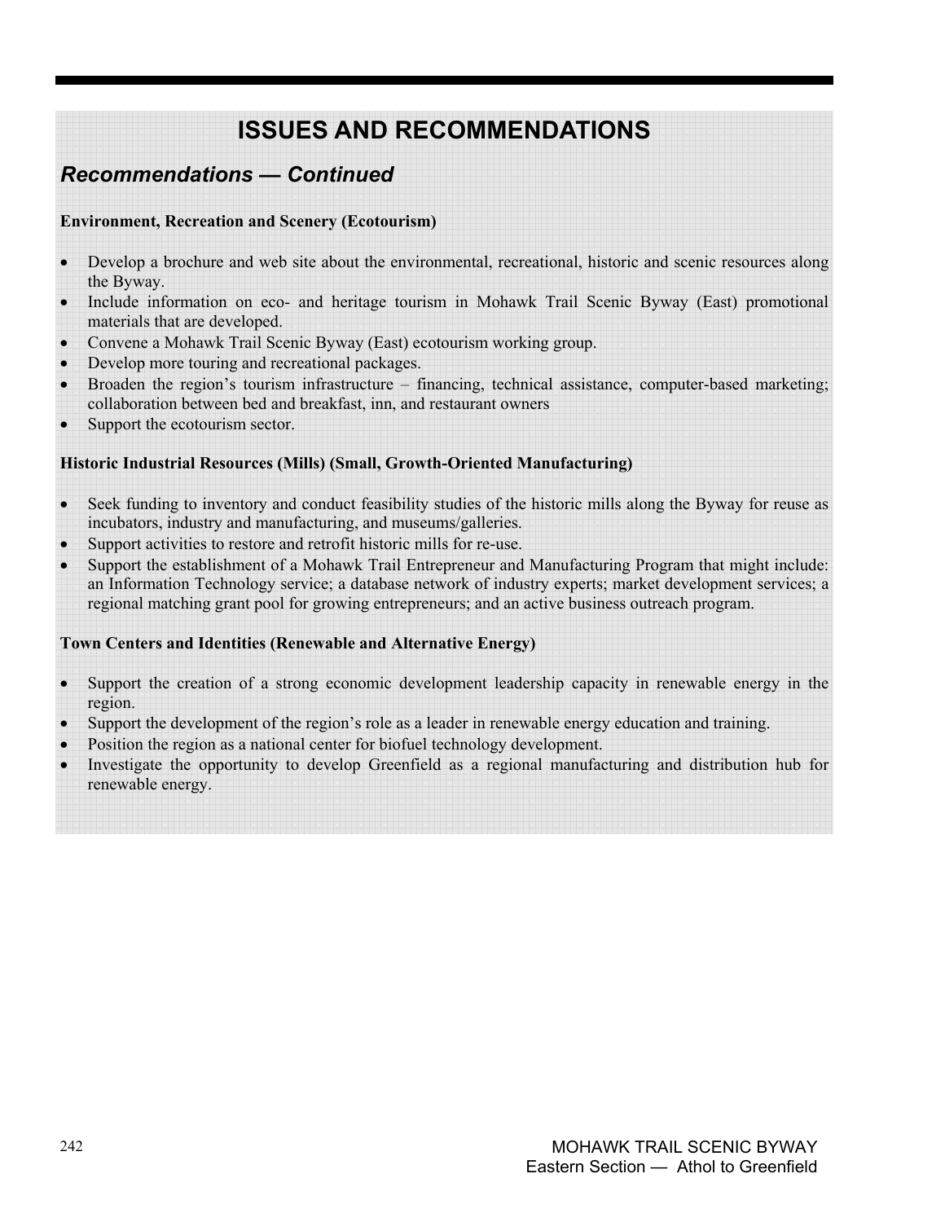# ISSUES AND RECOMMENDATIONS

## *Recommendations — Continued*

**Environment, Recreation and Scenery (Ecotourism)**

- Develop a brochure and web site about the environmental, recreational, historic and scenic resources along the Byway.
- Include information on eco- and heritage tourism in Mohawk Trail Scenic Byway (East) promotional materials that are developed.
- Convene a Mohawk Trail Scenic Byway (East) ecotourism working group.
- Develop more touring and recreational packages.
- Broaden the region's tourism infrastructure – financing, technical assistance, computer-based marketing; collaboration between bed and breakfast, inn, and restaurant owners
- Support the ecotourism sector.

**Historic Industrial Resources (Mills) (Small, Growth-Oriented Manufacturing)**

- Seek funding to inventory and conduct feasibility studies of the historic mills along the Byway for reuse as incubators, industry and manufacturing, and museums/galleries.
- Support activities to restore and retrofit historic mills for re-use.
- Support the establishment of a Mohawk Trail Entrepreneur and Manufacturing Program that might include: an Information Technology service; a database network of industry experts; market development services; a regional matching grant pool for growing entrepreneurs; and an active business outreach program.

**Town Centers and Identities (Renewable and Alternative Energy)**

- Support the creation of a strong economic development leadership capacity in renewable energy in the region.
- Support the development of the region's role as a leader in renewable energy education and training.
- Position the region as a national center for biofuel technology development.
- Investigate the opportunity to develop Greenfield as a regional manufacturing and distribution hub for renewable energy.